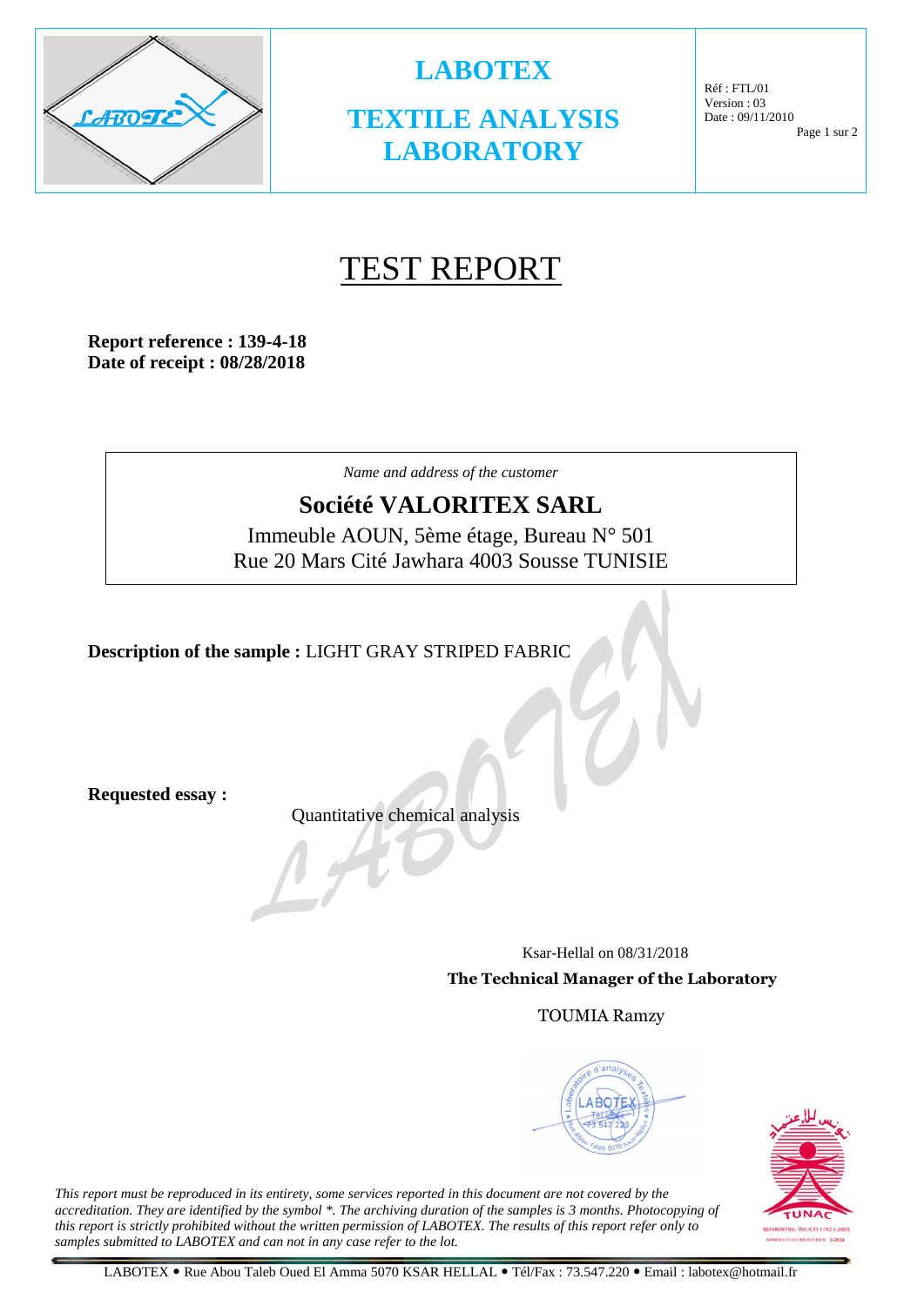| | **LABOTEX**<br>**TEXTILE ANALYSIS LABORATORY** | Réf : FTL/01<br>Version : 03<br>Date : 09/11/2010 |
|---|---|---|

# TEST REPORT

**Report reference : 139-4-18**
**Date of receipt : 08/28/2018**

*Name and address of the customer*

**Société VALORITEX SARL**
Immeuble AOUN, 5ème étage, Bureau N° 501
Rue 20 Mars Cité Jawhara 4003 Sousse TUNISIE

**Description of the sample :** LIGHT GRAY STRIPED FABRIC

**Requested essay :**

Quantitative chemical analysis

Ksar-Hellal on 08/31/2018

**The Technical Manager of the Laboratory**

TOUMIA Ramzy

*This report must be reproduced in its entirety, some services reported in this document are not covered by the accreditation. They are identified by the symbol *. The archiving duration of the samples is 3 months. Photocopying of this report is strictly prohibited without the written permission of LABOTEX. The results of this report refer only to samples submitted to LABOTEX and can not in any case refer to the lot.*

LABOTEX • Rue Abou Taleb Oued El Amma 5070 KSAR HELLAL • Tél/Fax : 73.547.220 • Email : labotex@hotmail.fr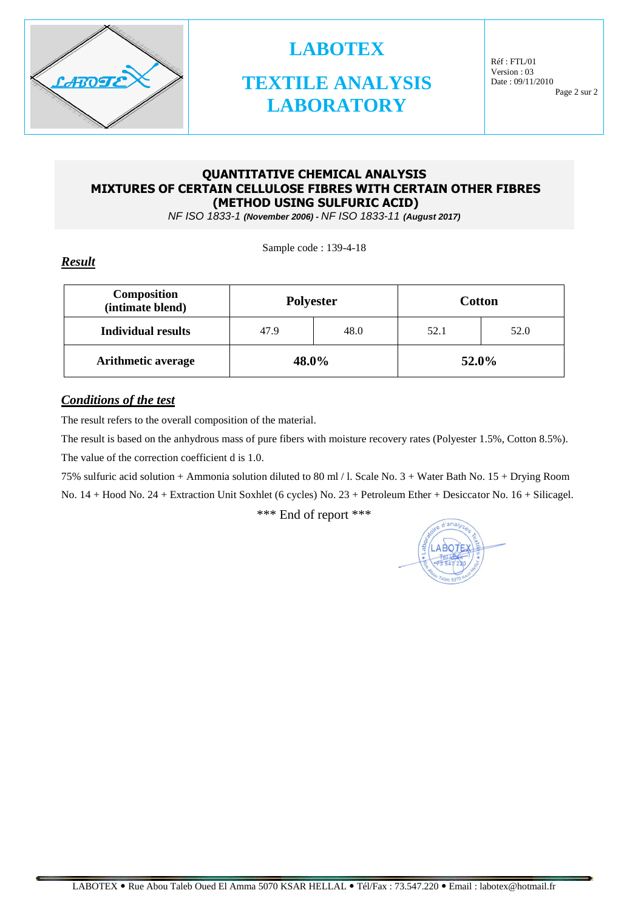## QUANTITATIVE CHEMICAL ANALYSIS
## MIXTURES OF CERTAIN CELLULOSE FIBRES WITH CERTAIN OTHER FIBRES
## (METHOD USING SULFURIC ACID)

*NF ISO 1833-1* ***(November 2006) -*** *NF ISO 1833-11* ***(August 2017)***

Sample code : 139-4-18

***Result***

| Composition (intimate blend) | Polyester | | Cotton | |
|---|---|---|---|---|
| **Individual results** | 47.9 | 48.0 | 52.1 | 52.0 |
| **Arithmetic average** | **48.0%** | | **52.0%** | |

***Conditions of the test***

The result refers to the overall composition of the material.

The result is based on the anhydrous mass of pure fibers with moisture recovery rates (Polyester 1.5%, Cotton 8.5%).

The value of the correction coefficient d is 1.0.

75% sulfuric acid solution + Ammonia solution diluted to 80 ml / l. Scale No. 3 + Water Bath No. 15 + Drying Room No. 14 + Hood No. 24 + Extraction Unit Soxhlet (6 cycles) No. 23 + Petroleum Ether + Desiccator No. 16 + Silicagel.

\*\*\* End of report \*\*\*